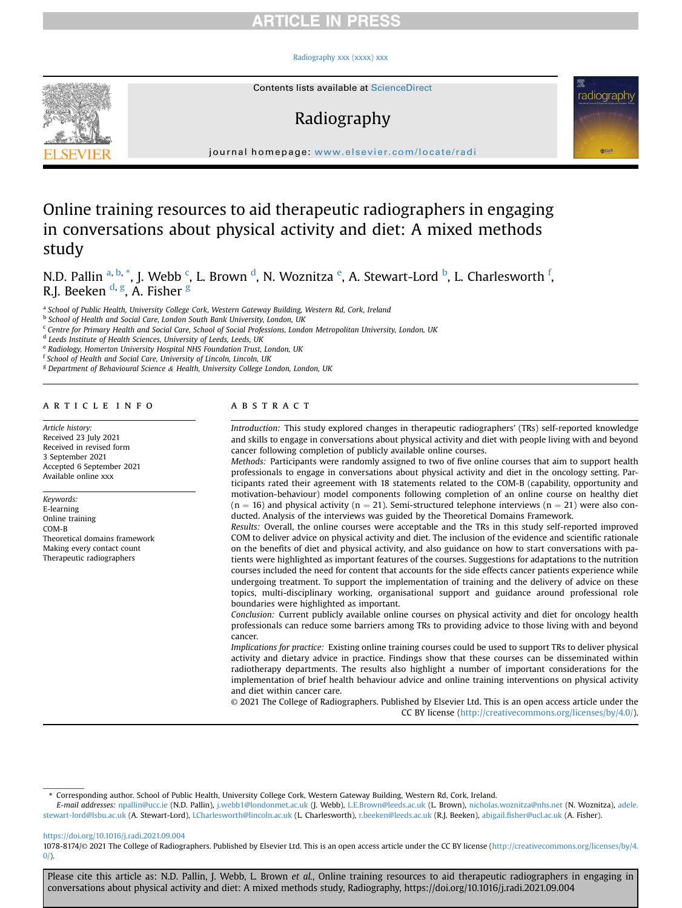# Online training resources to aid therapeutic radiographers in engaging in conversations about physical activity and diet: A mixed methods study

N.D. Pallin [a, b, *], J. Webb [c], L. Brown [d], N. Woznitza [e], A. Stewart-Lord [b], L. Charlesworth [f], R.J. Beeken [d, g], A. Fisher [g]

[a] School of Public Health, University College Cork, Western Gateway Building, Western Rd, Cork, Ireland
[b] School of Health and Social Care, London South Bank University, London, UK
[c] Centre for Primary Health and Social Care, School of Social Professions, London Metropolitan University, London, UK
[d] Leeds Institute of Health Sciences, University of Leeds, Leeds, UK
[e] Radiology, Homerton University Hospital NHS Foundation Trust, London, UK
[f] School of Health and Social Care, University of Lincoln, Lincoln, UK
[g] Department of Behavioural Science & Health, University College London, London, UK

## ARTICLE INFO

*Article history:*
Received 23 July 2021
Received in revised form
3 September 2021
Accepted 6 September 2021
Available online xxx

*Keywords:*
E-learning
Online training
COM-B
Theoretical domains framework
Making every contact count
Therapeutic radiographers

## ABSTRACT

*Introduction:* This study explored changes in therapeutic radiographers' (TRs) self-reported knowledge and skills to engage in conversations about physical activity and diet with people living with and beyond cancer following completion of publicly available online courses.

*Methods:* Participants were randomly assigned to two of five online courses that aim to support health professionals to engage in conversations about physical activity and diet in the oncology setting. Participants rated their agreement with 18 statements related to the COM-B (capability, opportunity and motivation-behaviour) model components following completion of an online course on healthy diet ($n = 16$) and physical activity ($n = 21$). Semi-structured telephone interviews ($n = 21$) were also conducted. Analysis of the interviews was guided by the Theoretical Domains Framework.

*Results:* Overall, the online courses were acceptable and the TRs in this study self-reported improved COM to deliver advice on physical activity and diet. The inclusion of the evidence and scientific rationale on the benefits of diet and physical activity, and also guidance on how to start conversations with patients were highlighted as important features of the courses. Suggestions for adaptations to the nutrition courses included the need for content that accounts for the side effects cancer patients experience while undergoing treatment. To support the implementation of training and the delivery of advice on these topics, multi-disciplinary working, organisational support and guidance around professional role boundaries were highlighted as important.

*Conclusion:* Current publicly available online courses on physical activity and diet for oncology health professionals can reduce some barriers among TRs to providing advice to those living with and beyond cancer.

*Implications for practice:* Existing online training courses could be used to support TRs to deliver physical activity and dietary advice in practice. Findings show that these courses can be disseminated within radiotherapy departments. The results also highlight a number of important considerations for the implementation of brief health behaviour advice and online training interventions on physical activity and diet within cancer care.

© 2021 The College of Radiographers. Published by Elsevier Ltd. This is an open access article under the CC BY license (http://creativecommons.org/licenses/by/4.0/).

\* Corresponding author. School of Public Health, University College Cork, Western Gateway Building, Western Rd, Cork, Ireland.
*E-mail addresses:* npallin@ucc.ie (N.D. Pallin), j.webb1@londonmet.ac.uk (J. Webb), L.E.Brown@leeds.ac.uk (L. Brown), nicholas.woznitza@nhs.net (N. Woznitza), adele.stewart-lord@lsbu.ac.uk (A. Stewart-Lord), LCharlesworth@lincoln.ac.uk (L. Charlesworth), r.beeken@leeds.ac.uk (R.J. Beeken), abigail.fisher@ucl.ac.uk (A. Fisher).

https://doi.org/10.1016/j.radi.2021.09.004
1078-8174/© 2021 The College of Radiographers. Published by Elsevier Ltd. This is an open access article under the CC BY license (http://creativecommons.org/licenses/by/4.0/).

Please cite this article as: N.D. Pallin, J. Webb, L. Brown *et al.*, Online training resources to aid therapeutic radiographers in engaging in conversations about physical activity and diet: A mixed methods study, Radiography, https://doi.org/10.1016/j.radi.2021.09.004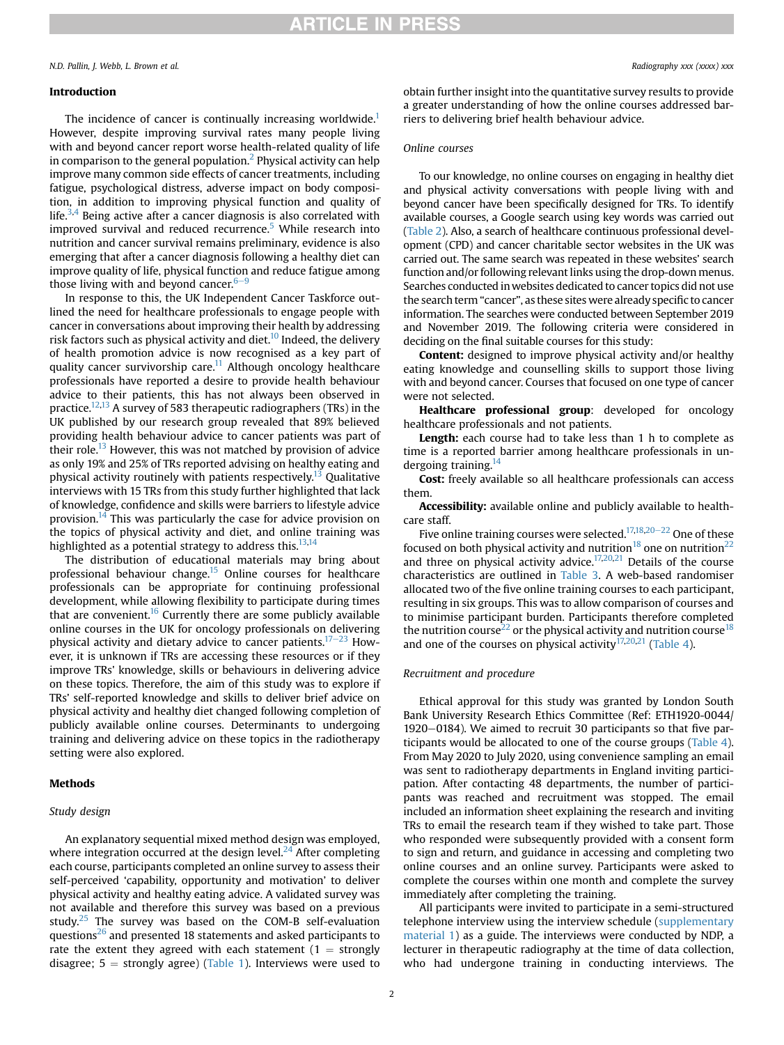## Introduction

The incidence of cancer is continually increasing worldwide.[1] However, despite improving survival rates many people living with and beyond cancer report worse health-related quality of life in comparison to the general population.[2] Physical activity can help improve many common side effects of cancer treatments, including fatigue, psychological distress, adverse impact on body composition, in addition to improving physical function and quality of life.[3,4] Being active after a cancer diagnosis is also correlated with improved survival and reduced recurrence.[5] While research into nutrition and cancer survival remains preliminary, evidence is also emerging that after a cancer diagnosis following a healthy diet can improve quality of life, physical function and reduce fatigue among those living with and beyond cancer.[6–9]

In response to this, the UK Independent Cancer Taskforce outlined the need for healthcare professionals to engage people with cancer in conversations about improving their health by addressing risk factors such as physical activity and diet.[10] Indeed, the delivery of health promotion advice is now recognised as a key part of quality cancer survivorship care.[11] Although oncology healthcare professionals have reported a desire to provide health behaviour advice to their patients, this has not always been observed in practice.[12,13] A survey of 583 therapeutic radiographers (TRs) in the UK published by our research group revealed that 89% believed providing health behaviour advice to cancer patients was part of their role.[13] However, this was not matched by provision of advice as only 19% and 25% of TRs reported advising on healthy eating and physical activity routinely with patients respectively.[13] Qualitative interviews with 15 TRs from this study further highlighted that lack of knowledge, confidence and skills were barriers to lifestyle advice provision.[14] This was particularly the case for advice provision on the topics of physical activity and diet, and online training was highlighted as a potential strategy to address this.[13,14]

The distribution of educational materials may bring about professional behaviour change.[15] Online courses for healthcare professionals can be appropriate for continuing professional development, while allowing flexibility to participate during times that are convenient.[16] Currently there are some publicly available online courses in the UK for oncology professionals on delivering physical activity and dietary advice to cancer patients.[17–23] However, it is unknown if TRs are accessing these resources or if they improve TRs' knowledge, skills or behaviours in delivering advice on these topics. Therefore, the aim of this study was to explore if TRs' self-reported knowledge and skills to deliver brief advice on physical activity and healthy diet changed following completion of publicly available online courses. Determinants to undergoing training and delivering advice on these topics in the radiotherapy setting were also explored.

## Methods

### Study design

An explanatory sequential mixed method design was employed, where integration occurred at the design level.[24] After completing each course, participants completed an online survey to assess their self-perceived 'capability, opportunity and motivation' to deliver physical activity and healthy eating advice. A validated survey was not available and therefore this survey was based on a previous study.[25] The survey was based on the COM-B self-evaluation questions[26] and presented 18 statements and asked participants to rate the extent they agreed with each statement (1 = strongly disagree; 5 = strongly agree) (Table 1). Interviews were used to obtain further insight into the quantitative survey results to provide a greater understanding of how the online courses addressed barriers to delivering brief health behaviour advice.

### Online courses

To our knowledge, no online courses on engaging in healthy diet and physical activity conversations with people living with and beyond cancer have been specifically designed for TRs. To identify available courses, a Google search using key words was carried out (Table 2). Also, a search of healthcare continuous professional development (CPD) and cancer charitable sector websites in the UK was carried out. The same search was repeated in these websites' search function and/or following relevant links using the drop-down menus. Searches conducted in websites dedicated to cancer topics did not use the search term "cancer", as these sites were already specific to cancer information. The searches were conducted between September 2019 and November 2019. The following criteria were considered in deciding on the final suitable courses for this study:

**Content:** designed to improve physical activity and/or healthy eating knowledge and counselling skills to support those living with and beyond cancer. Courses that focused on one type of cancer were not selected.

**Healthcare professional group**: developed for oncology healthcare professionals and not patients.

**Length:** each course had to take less than 1 h to complete as time is a reported barrier among healthcare professionals in undergoing training.[14]

**Cost:** freely available so all healthcare professionals can access them.

**Accessibility:** available online and publicly available to healthcare staff.

Five online training courses were selected.[17,18,20–22] One of these focused on both physical activity and nutrition[18] one on nutrition[22] and three on physical activity advice.[17,20,21] Details of the course characteristics are outlined in Table 3. A web-based randomiser allocated two of the five online training courses to each participant, resulting in six groups. This was to allow comparison of courses and to minimise participant burden. Participants therefore completed the nutrition course[22] or the physical activity and nutrition course[18] and one of the courses on physical activity[17,20,21] (Table 4).

### Recruitment and procedure

Ethical approval for this study was granted by London South Bank University Research Ethics Committee (Ref: ETH1920-0044/1920–0184). We aimed to recruit 30 participants so that five participants would be allocated to one of the course groups (Table 4). From May 2020 to July 2020, using convenience sampling an email was sent to radiotherapy departments in England inviting participation. After contacting 48 departments, the number of participants was reached and recruitment was stopped. The email included an information sheet explaining the research and inviting TRs to email the research team if they wished to take part. Those who responded were subsequently provided with a consent form to sign and return, and guidance in accessing and completing two online courses and an online survey. Participants were asked to complete the courses within one month and complete the survey immediately after completing the training.

All participants were invited to participate in a semi-structured telephone interview using the interview schedule (supplementary material 1) as a guide. The interviews were conducted by NDP, a lecturer in therapeutic radiography at the time of data collection, who had undergone training in conducting interviews. The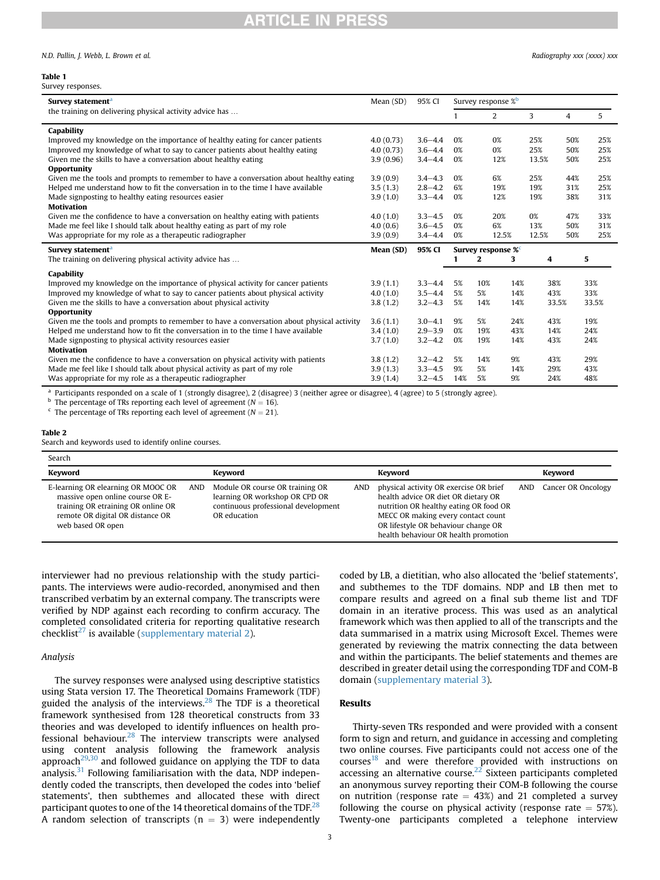**Table 1**
Survey responses.

| Survey statement[a] the training on delivering physical activity advice has … | Mean (SD) | 95% CI | Survey response %[b] | | | | |
|---|---|---|---|---|---|---|---|
| | | | 1 | 2 | 3 | 4 | 5 |
| **Capability** | | | | | | | |
| Improved my knowledge on the importance of healthy eating for cancer patients | 4.0 (0.73) | 3.6–4.4 | 0% | 0% | 25% | 50% | 25% |
| Improved my knowledge of what to say to cancer patients about healthy eating | 4.0 (0.73) | 3.6–4.4 | 0% | 0% | 25% | 50% | 25% |
| Given me the skills to have a conversation about healthy eating | 3.9 (0.96) | 3.4–4.4 | 0% | 12% | 13.5% | 50% | 25% |
| **Opportunity** | | | | | | | |
| Given me the tools and prompts to remember to have a conversation about healthy eating | 3.9 (0.9) | 3.4–4.3 | 0% | 6% | 25% | 44% | 25% |
| Helped me understand how to fit the conversation in to the time I have available | 3.5 (1.3) | 2.8–4.2 | 6% | 19% | 19% | 31% | 25% |
| Made signposting to healthy eating resources easier | 3.9 (1.0) | 3.3–4.4 | 0% | 12% | 19% | 38% | 31% |
| **Motivation** | | | | | | | |
| Given me the confidence to have a conversation on healthy eating with patients | 4.0 (1.0) | 3.3–4.5 | 0% | 20% | 0% | 47% | 33% |
| Made me feel like I should talk about healthy eating as part of my role | 4.0 (0.6) | 3.6–4.5 | 0% | 6% | 13% | 50% | 31% |
| Was appropriate for my role as a therapeutic radiographer | 3.9 (0.9) | 3.4–4.4 | 0% | 12.5% | 12.5% | 50% | 25% |
| **Survey statement[a]** The training on delivering physical activity advice has … | **Mean (SD)** | **95% CI** | **Survey response %[c]** | | | | |
| | | | **1** | **2** | **3** | **4** | **5** |
| **Capability** | | | | | | | |
| Improved my knowledge on the importance of physical activity for cancer patients | 3.9 (1.1) | 3.3–4.4 | 5% | 10% | 14% | 38% | 33% |
| Improved my knowledge of what to say to cancer patients about physical activity | 4.0 (1.0) | 3.5–4.4 | 5% | 5% | 14% | 43% | 33% |
| Given me the skills to have a conversation about physical activity | 3.8 (1.2) | 3.2–4.3 | 5% | 14% | 14% | 33.5% | 33.5% |
| **Opportunity** | | | | | | | |
| Given me the tools and prompts to remember to have a conversation about physical activity | 3.6 (1.1) | 3.0–4.1 | 9% | 5% | 24% | 43% | 19% |
| Helped me understand how to fit the conversation in to the time I have available | 3.4 (1.0) | 2.9–3.9 | 0% | 19% | 43% | 14% | 24% |
| Made signposting to physical activity resources easier | 3.7 (1.0) | 3.2–4.2 | 0% | 19% | 14% | 43% | 24% |
| **Motivation** | | | | | | | |
| Given me the confidence to have a conversation on physical activity with patients | 3.8 (1.2) | 3.2–4.2 | 5% | 14% | 9% | 43% | 29% |
| Made me feel like I should talk about physical activity as part of my role | 3.9 (1.3) | 3.3–4.5 | 9% | 5% | 14% | 29% | 43% |
| Was appropriate for my role as a therapeutic radiographer | 3.9 (1.4) | 3.2–4.5 | 14% | 5% | 9% | 24% | 48% |

[a] Participants responded on a scale of 1 (strongly disagree), 2 (disagree) 3 (neither agree or disagree), 4 (agree) to 5 (strongly agree).
[b] The percentage of TRs reporting each level of agreement ($N = 16$).
[c] The percentage of TRs reporting each level of agreement ($N = 21$).

**Table 2**
Search and keywords used to identify online courses.

| Search | | | | | | |
|---|---|---|---|---|---|---|
| **Keyword** | | **Keyword** | | **Keyword** | | **Keyword** |
| E-learning OR elearning OR MOOC OR massive open online course OR E-training OR etraining OR online OR remote OR digital OR distance OR web based OR open | AND | Module OR course OR training OR learning OR workshop OR CPD OR continuous professional development OR education | AND | physical activity OR exercise OR brief health advice OR diet OR dietary OR nutrition OR healthy eating OR food OR MECC OR making every contact count OR lifestyle OR behaviour change OR health behaviour OR health promotion | AND | Cancer OR Oncology |

interviewer had no previous relationship with the study participants. The interviews were audio-recorded, anonymised and then transcribed verbatim by an external company. The transcripts were verified by NDP against each recording to confirm accuracy. The completed consolidated criteria for reporting qualitative research checklist[27] is available (supplementary material 2).

### Analysis

The survey responses were analysed using descriptive statistics using Stata version 17. The Theoretical Domains Framework (TDF) guided the analysis of the interviews.[28] The TDF is a theoretical framework synthesised from 128 theoretical constructs from 33 theories and was developed to identify influences on health professional behaviour.[28] The interview transcripts were analysed using content analysis following the framework analysis approach[29,30] and followed guidance on applying the TDF to data analysis.[31] Following familiarisation with the data, NDP independently coded the transcripts, then developed the codes into 'belief statements', then subthemes and allocated these with direct participant quotes to one of the 14 theoretical domains of the TDF.[28] A random selection of transcripts (n = 3) were independently coded by LB, a dietitian, who also allocated the 'belief statements', and subthemes to the TDF domains. NDP and LB then met to compare results and agreed on a final sub theme list and TDF domain in an iterative process. This was used as an analytical framework which was then applied to all of the transcripts and the data summarised in a matrix using Microsoft Excel. Themes were generated by reviewing the matrix connecting the data between and within the participants. The belief statements and themes are described in greater detail using the corresponding TDF and COM-B domain (supplementary material 3).

## Results

Thirty-seven TRs responded and were provided with a consent form to sign and return, and guidance in accessing and completing two online courses. Five participants could not access one of the courses[18] and were therefore provided with instructions on accessing an alternative course.[22] Sixteen participants completed an anonymous survey reporting their COM-B following the course on nutrition (response rate = 43%) and 21 completed a survey following the course on physical activity (response rate = 57%). Twenty-one participants completed a telephone interview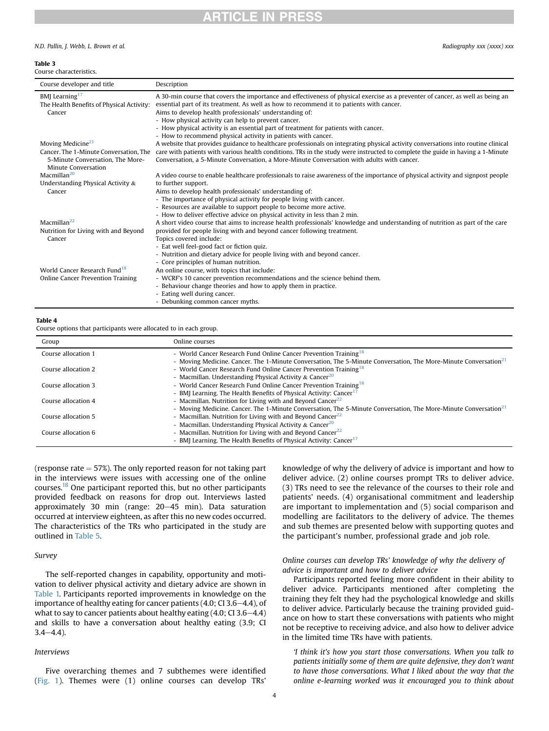**Table 3**
Course characteristics.

| Course developer and title | Description |
|---|---|
| BMJ Learning[17] The Health Benefits of Physical Activity: Cancer | A 30-min course that covers the importance and effectiveness of physical exercise as a preventer of cancer, as well as being an essential part of its treatment. As well as how to recommend it to patients with cancer. Aims to develop health professionals' understanding of: - How physical activity can help to prevent cancer. - How physical activity is an essential part of treatment for patients with cancer. - How to recommend physical activity in patients with cancer. |
| Moving Medicine[21] Cancer. The 1-Minute Conversation, The 5-Minute Conversation, The More-Minute Conversation | A website that provides guidance to healthcare professionals on integrating physical activity conversations into routine clinical care with patients with various health conditions. TRs in the study were instructed to complete the guide in having a 1-Minute Conversation, a 5-Minute Conversation, a More-Minute Conversation with adults with cancer. |
| Macmillan[20] Understanding Physical Activity & Cancer | A video course to enable healthcare professionals to raise awareness of the importance of physical activity and signpost people to further support. Aims to develop health professionals' understanding of: - The importance of physical activity for people living with cancer. - Resources are available to support people to become more active. - How to deliver effective advice on physical activity in less than 2 min. |
| Macmillan[22] Nutrition for Living with and Beyond Cancer | A short video course that aims to increase health professionals' knowledge and understanding of nutrition as part of the care provided for people living with and beyond cancer following treatment. Topics covered include: - Eat well feel-good fact or fiction quiz. - Nutrition and dietary advice for people living with and beyond cancer. - Core principles of human nutrition. |
| World Cancer Research Fund[18] Online Cancer Prevention Training | An online course, with topics that include: - WCRF's 10 cancer prevention recommendations and the science behind them. - Behaviour change theories and how to apply them in practice. - Eating well during cancer. - Debunking common cancer myths. |

**Table 4**
Course options that participants were allocated to in each group.

| Group | Online courses |
|---|---|
| Course allocation 1 | - World Cancer Research Fund Online Cancer Prevention Training[18] - Moving Medicine. Cancer. The 1-Minute Conversation, The 5-Minute Conversation, The More-Minute Conversation[21] |
| Course allocation 2 | - World Cancer Research Fund Online Cancer Prevention Training[18] - Macmillan. Understanding Physical Activity & Cancer[20] |
| Course allocation 3 | - World Cancer Research Fund Online Cancer Prevention Training[18] - BMJ Learning. The Health Benefits of Physical Activity: Cancer[17] |
| Course allocation 4 | - Macmillan. Nutrition for Living with and Beyond Cancer[22] - Moving Medicine. Cancer. The 1-Minute Conversation, The 5-Minute Conversation, The More-Minute Conversation[21] |
| Course allocation 5 | - Macmillan. Nutrition for Living with and Beyond Cancer[22] - Macmillan. Understanding Physical Activity & Cancer[20] |
| Course allocation 6 | - Macmillan. Nutrition for Living with and Beyond Cancer[22] - BMJ Learning. The Health Benefits of Physical Activity: Cancer[17] |

(response rate = 57%). The only reported reason for not taking part in the interviews were issues with accessing one of the online courses.[18] One participant reported this, but no other participants provided feedback on reasons for drop out. Interviews lasted approximately 30 min (range: 20–45 min). Data saturation occurred at interview eighteen, as after this no new codes occurred. The characteristics of the TRs who participated in the study are outlined in Table 5.

*Survey*

The self-reported changes in capability, opportunity and motivation to deliver physical activity and dietary advice are shown in Table 1. Participants reported improvements in knowledge on the importance of healthy eating for cancer patients (4.0; CI 3.6–4.4), of what to say to cancer patients about healthy eating (4.0; CI 3.6–4.4) and skills to have a conversation about healthy eating (3.9; CI 3.4–4.4).

*Interviews*

Five overarching themes and 7 subthemes were identified (Fig. 1). Themes were (1) online courses can develop TRs' knowledge of why the delivery of advice is important and how to deliver advice. (2) online courses prompt TRs to deliver advice. (3) TRs need to see the relevance of the courses to their role and patients' needs. (4) organisational commitment and leadership are important to implementation and (5) social comparison and modelling are facilitators to the delivery of advice. The themes and sub themes are presented below with supporting quotes and the participant's number, professional grade and job role.

*Online courses can develop TRs' knowledge of why the delivery of advice is important and how to deliver advice*

Participants reported feeling more confident in their ability to deliver advice. Participants mentioned after completing the training they felt they had the psychological knowledge and skills to deliver advice. Particularly because the training provided guidance on how to start these conversations with patients who might not be receptive to receiving advice, and also how to deliver advice in the limited time TRs have with patients.

*'I think it's how you start those conversations. When you talk to patients initially some of them are quite defensive, they don't want to have those conversations. What I liked about the way that the online e-learning worked was it encouraged you to think about*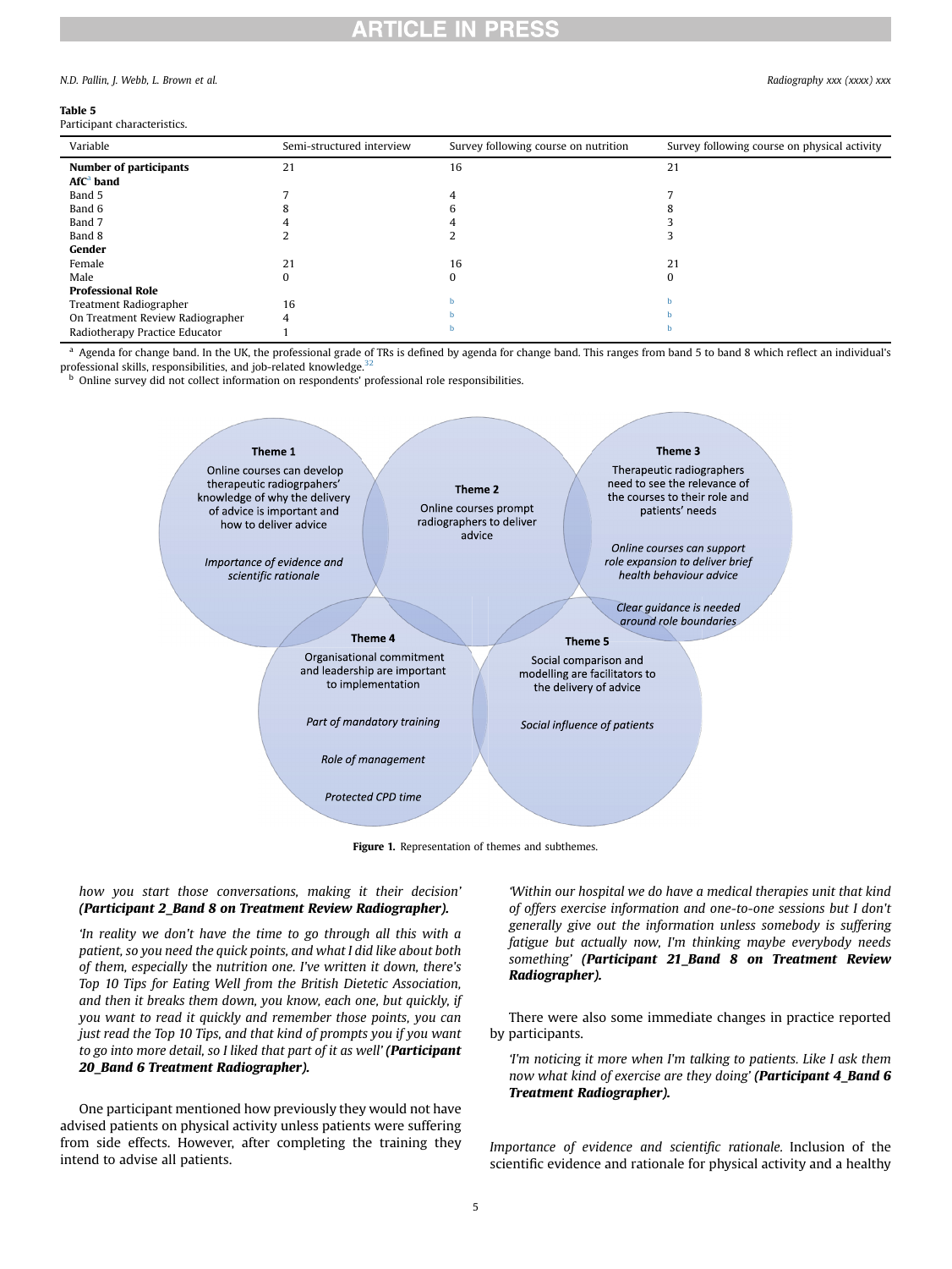**Table 5**
Participant characteristics.

| Variable | Semi-structured interview | Survey following course on nutrition | Survey following course on physical activity |
|---|---|---|---|
| **Number of participants** | 21 | 16 | 21 |
| **AfC[a] band** | | | |
| Band 5 | 7 | 4 | 7 |
| Band 6 | 8 | 6 | 8 |
| Band 7 | 4 | 4 | 3 |
| Band 8 | 2 | 2 | 3 |
| **Gender** | | | |
| Female | 21 | 16 | 21 |
| Male | 0 | 0 | 0 |
| **Professional Role** | | | |
| Treatment Radiographer | 16 | [b] | [b] |
| On Treatment Review Radiographer | 4 | [b] | [b] |
| Radiotherapy Practice Educator | 1 | [b] | [b] |

[a] Agenda for change band. In the UK, the professional grade of TRs is defined by agenda for change band. This ranges from band 5 to band 8 which reflect an individual's professional skills, responsibilities, and job-related knowledge.[32]

[b] Online survey did not collect information on respondents' professional role responsibilities.

**Theme 1**
Online courses can develop therapeutic radiogrpahers' knowledge of why the delivery of advice is important and how to deliver advice

*Importance of evidence and scientific rationale*

**Theme 2**
Online courses prompt radiographers to deliver advice

**Theme 3**
Therapeutic radiographers need to see the relevance of the courses to their role and patients' needs

*Online courses can support role expansion to deliver brief health behaviour advice*

*Clear guidance is needed around role boundaries*

**Theme 4**
Organisational commitment and leadership are important to implementation

*Part of mandatory training*

*Role of management*

*Protected CPD time*

**Theme 5**
Social comparison and modelling are facilitators to the delivery of advice

*Social influence of patients*

**Figure 1.** Representation of themes and subthemes.

*how you start those conversations, making it their decision'* ***(Participant 2_Band 8 on Treatment Review Radiographer).***

*'In reality we don't have the time to go through all this with a patient, so you need the quick points, and what I did like about both of them, especially* the *nutrition one. I've written it down, there's Top 10 Tips for Eating Well from the British Dietetic Association, and then it breaks them down, you know, each one, but quickly, if you want to read it quickly and remember those points, you can just read the Top 10 Tips, and that kind of prompts you if you want to go into more detail, so I liked that part of it as well'* ***(Participant 20_Band 6 Treatment Radiographer).***

One participant mentioned how previously they would not have advised patients on physical activity unless patients were suffering from side effects. However, after completing the training they intend to advise all patients.

*'Within our hospital we do have a medical therapies unit that kind of offers exercise information and one-to-one sessions but I don't generally give out the information unless somebody is suffering fatigue but actually now, I'm thinking maybe everybody needs something'* ***(Participant 21_Band 8 on Treatment Review Radiographer).***

There were also some immediate changes in practice reported by participants.

*'I'm noticing it more when I'm talking to patients. Like I ask them now what kind of exercise are they doing'* ***(Participant 4_Band 6 Treatment Radiographer).***

*Importance of evidence and scientific rationale.* Inclusion of the scientific evidence and rationale for physical activity and a healthy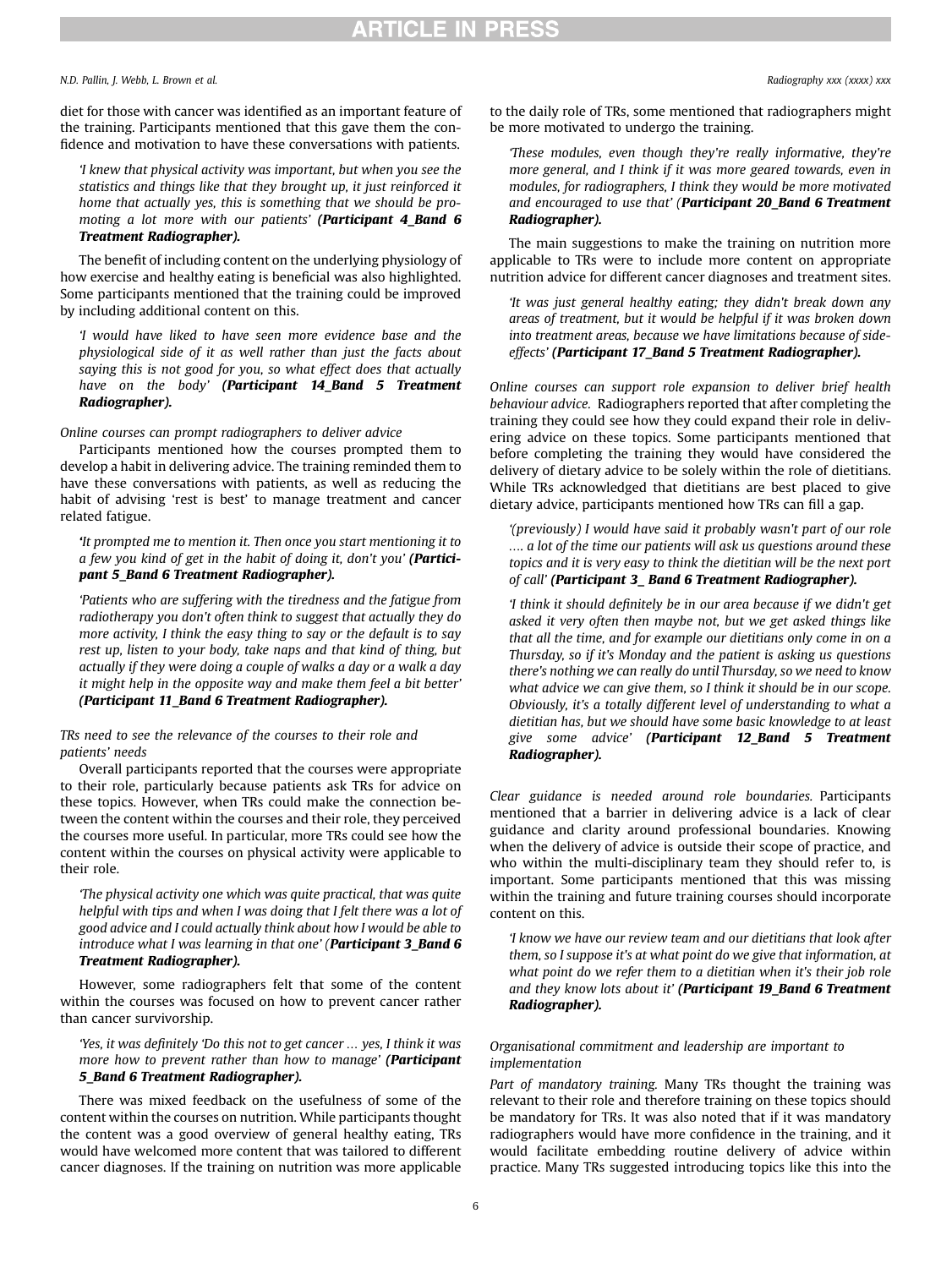diet for those with cancer was identified as an important feature of the training. Participants mentioned that this gave them the confidence and motivation to have these conversations with patients.

> *'I knew that physical activity was important, but when you see the statistics and things like that they brought up, it just reinforced it home that actually yes, this is something that we should be promoting a lot more with our patients'* ***(Participant 4_Band 6 Treatment Radiographer).***

The benefit of including content on the underlying physiology of how exercise and healthy eating is beneficial was also highlighted. Some participants mentioned that the training could be improved by including additional content on this.

> *'I would have liked to have seen more evidence base and the physiological side of it as well rather than just the facts about saying this is not good for you, so what effect does that actually have on the body'* ***(Participant 14_Band 5 Treatment Radiographer).***

*Online courses can prompt radiographers to deliver advice*

Participants mentioned how the courses prompted them to develop a habit in delivering advice. The training reminded them to have these conversations with patients, as well as reducing the habit of advising 'rest is best' to manage treatment and cancer related fatigue.

> *'It prompted me to mention it. Then once you start mentioning it to a few you kind of get in the habit of doing it, don't you'* ***(Participant 5_Band 6 Treatment Radiographer).***

> *'Patients who are suffering with the tiredness and the fatigue from radiotherapy you don't often think to suggest that actually they do more activity, I think the easy thing to say or the default is to say rest up, listen to your body, take naps and that kind of thing, but actually if they were doing a couple of walks a day or a walk a day it might help in the opposite way and make them feel a bit better'* ***(Participant 11_Band 6 Treatment Radiographer).***

*TRs need to see the relevance of the courses to their role and patients' needs*

Overall participants reported that the courses were appropriate to their role, particularly because patients ask TRs for advice on these topics. However, when TRs could make the connection between the content within the courses and their role, they perceived the courses more useful. In particular, more TRs could see how the content within the courses on physical activity were applicable to their role.

> *'The physical activity one which was quite practical, that was quite helpful with tips and when I was doing that I felt there was a lot of good advice and I could actually think about how I would be able to introduce what I was learning in that one'* (***Participant 3_Band 6 Treatment Radiographer).***

However, some radiographers felt that some of the content within the courses was focused on how to prevent cancer rather than cancer survivorship.

> *'Yes, it was definitely 'Do this not to get cancer … yes, I think it was more how to prevent rather than how to manage'* ***(Participant 5_Band 6 Treatment Radiographer).***

There was mixed feedback on the usefulness of some of the content within the courses on nutrition. While participants thought the content was a good overview of general healthy eating, TRs would have welcomed more content that was tailored to different cancer diagnoses. If the training on nutrition was more applicable to the daily role of TRs, some mentioned that radiographers might be more motivated to undergo the training.

> *'These modules, even though they're really informative, they're more general, and I think if it was more geared towards, even in modules, for radiographers, I think they would be more motivated and encouraged to use that'* (***Participant 20_Band 6 Treatment Radiographer).***

The main suggestions to make the training on nutrition more applicable to TRs were to include more content on appropriate nutrition advice for different cancer diagnoses and treatment sites.

> *'It was just general healthy eating; they didn't break down any areas of treatment, but it would be helpful if it was broken down into treatment areas, because we have limitations because of side-effects'* ***(Participant 17_Band 5 Treatment Radiographer).***

*Online courses can support role expansion to deliver brief health behaviour advice.* Radiographers reported that after completing the training they could see how they could expand their role in delivering advice on these topics. Some participants mentioned that before completing the training they would have considered the delivery of dietary advice to be solely within the role of dietitians. While TRs acknowledged that dietitians are best placed to give dietary advice, participants mentioned how TRs can fill a gap.

> *'(previously) I would have said it probably wasn't part of our role …. a lot of the time our patients will ask us questions around these topics and it is very easy to think the dietitian will be the next port of call'* ***(Participant 3_ Band 6 Treatment Radiographer).***

> *'I think it should definitely be in our area because if we didn't get asked it very often then maybe not, but we get asked things like that all the time, and for example our dietitians only come in on a Thursday, so if it's Monday and the patient is asking us questions there's nothing we can really do until Thursday, so we need to know what advice we can give them, so I think it should be in our scope. Obviously, it's a totally different level of understanding to what a dietitian has, but we should have some basic knowledge to at least give some advice'* ***(Participant 12_Band 5 Treatment Radiographer).***

*Clear guidance is needed around role boundaries.* Participants mentioned that a barrier in delivering advice is a lack of clear guidance and clarity around professional boundaries. Knowing when the delivery of advice is outside their scope of practice, and who within the multi-disciplinary team they should refer to, is important. Some participants mentioned that this was missing within the training and future training courses should incorporate content on this.

> *'I know we have our review team and our dietitians that look after them, so I suppose it's at what point do we give that information, at what point do we refer them to a dietitian when it's their job role and they know lots about it'* ***(Participant 19_Band 6 Treatment Radiographer).***

*Organisational commitment and leadership are important to implementation*

*Part of mandatory training.* Many TRs thought the training was relevant to their role and therefore training on these topics should be mandatory for TRs. It was also noted that if it was mandatory radiographers would have more confidence in the training, and it would facilitate embedding routine delivery of advice within practice. Many TRs suggested introducing topics like this into the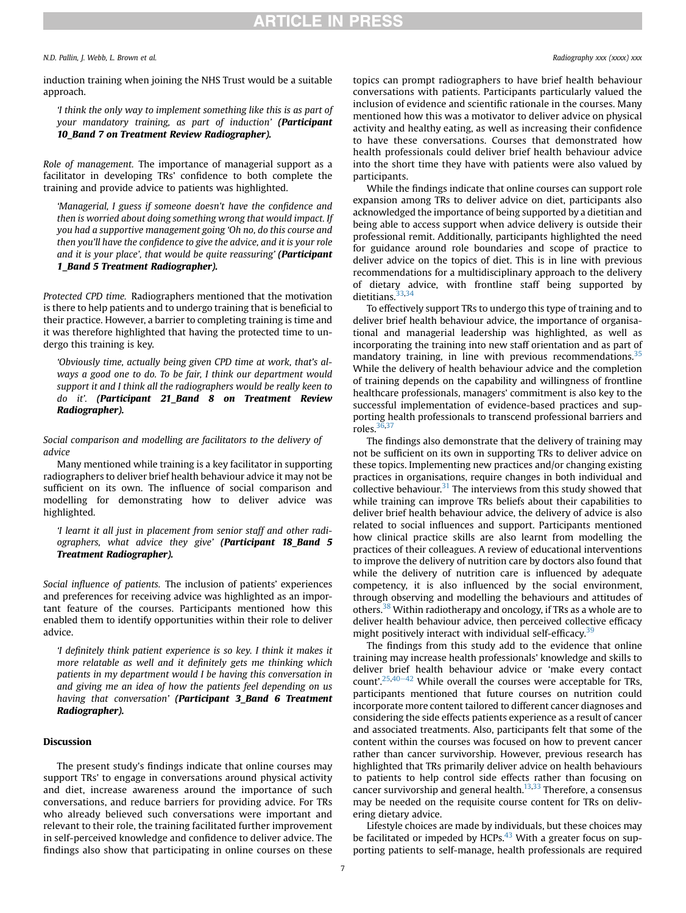induction training when joining the NHS Trust would be a suitable approach.

> 'I think the only way to implement something like this is as part of your mandatory training, as part of induction' ***(Participant 10_Band 7 on Treatment Review Radiographer).***

*Role of management.* The importance of managerial support as a facilitator in developing TRs' confidence to both complete the training and provide advice to patients was highlighted.

> 'Managerial, I guess if someone doesn't have the confidence and then is worried about doing something wrong that would impact. If you had a supportive management going 'Oh no, do this course and then you'll have the confidence to give the advice, and it is your role and it is your place', that would be quite reassuring' ***(Participant 1_Band 5 Treatment Radiographer).***

*Protected CPD time.* Radiographers mentioned that the motivation is there to help patients and to undergo training that is beneficial to their practice. However, a barrier to completing training is time and it was therefore highlighted that having the protected time to undergo this training is key.

> 'Obviously time, actually being given CPD time at work, that's always a good one to do. To be fair, I think our department would support it and I think all the radiographers would be really keen to do it'. ***(Participant 21_Band 8 on Treatment Review Radiographer).***

### *Social comparison and modelling are facilitators to the delivery of advice*

Many mentioned while training is a key facilitator in supporting radiographers to deliver brief health behaviour advice it may not be sufficient on its own. The influence of social comparison and modelling for demonstrating how to deliver advice was highlighted.

> 'I learnt it all just in placement from senior staff and other radiographers, what advice they give' ***(Participant 18_Band 5 Treatment Radiographer).***

*Social influence of patients.* The inclusion of patients' experiences and preferences for receiving advice was highlighted as an important feature of the courses. Participants mentioned how this enabled them to identify opportunities within their role to deliver advice.

> 'I definitely think patient experience is so key. I think it makes it more relatable as well and it definitely gets me thinking which patients in my department would I be having this conversation in and giving me an idea of how the patients feel depending on us having that conversation' ***(Participant 3_Band 6 Treatment Radiographer).***

## Discussion

The present study's findings indicate that online courses may support TRs' to engage in conversations around physical activity and diet, increase awareness around the importance of such conversations, and reduce barriers for providing advice. For TRs who already believed such conversations were important and relevant to their role, the training facilitated further improvement in self-perceived knowledge and confidence to deliver advice. The findings also show that participating in online courses on these topics can prompt radiographers to have brief health behaviour conversations with patients. Participants particularly valued the inclusion of evidence and scientific rationale in the courses. Many mentioned how this was a motivator to deliver advice on physical activity and healthy eating, as well as increasing their confidence to have these conversations. Courses that demonstrated how health professionals could deliver brief health behaviour advice into the short time they have with patients were also valued by participants.

While the findings indicate that online courses can support role expansion among TRs to deliver advice on diet, participants also acknowledged the importance of being supported by a dietitian and being able to access support when advice delivery is outside their professional remit. Additionally, participants highlighted the need for guidance around role boundaries and scope of practice to deliver advice on the topics of diet. This is in line with previous recommendations for a multidisciplinary approach to the delivery of dietary advice, with frontline staff being supported by dietitians.[33,34]

To effectively support TRs to undergo this type of training and to deliver brief health behaviour advice, the importance of organisational and managerial leadership was highlighted, as well as incorporating the training into new staff orientation and as part of mandatory training, in line with previous recommendations.[35] While the delivery of health behaviour advice and the completion of training depends on the capability and willingness of frontline healthcare professionals, managers' commitment is also key to the successful implementation of evidence-based practices and supporting health professionals to transcend professional barriers and roles.[36,37]

The findings also demonstrate that the delivery of training may not be sufficient on its own in supporting TRs to deliver advice on these topics. Implementing new practices and/or changing existing practices in organisations, require changes in both individual and collective behaviour.[31] The interviews from this study showed that while training can improve TRs beliefs about their capabilities to deliver brief health behaviour advice, the delivery of advice is also related to social influences and support. Participants mentioned how clinical practice skills are also learnt from modelling the practices of their colleagues. A review of educational interventions to improve the delivery of nutrition care by doctors also found that while the delivery of nutrition care is influenced by adequate competency, it is also influenced by the social environment, through observing and modelling the behaviours and attitudes of others.[38] Within radiotherapy and oncology, if TRs as a whole are to deliver health behaviour advice, then perceived collective efficacy might positively interact with individual self-efficacy.[39]

The findings from this study add to the evidence that online training may increase health professionals' knowledge and skills to deliver brief health behaviour advice or 'make every contact count'.[25,40–42] While overall the courses were acceptable for TRs, participants mentioned that future courses on nutrition could incorporate more content tailored to different cancer diagnoses and considering the side effects patients experience as a result of cancer and associated treatments. Also, participants felt that some of the content within the courses was focused on how to prevent cancer rather than cancer survivorship. However, previous research has highlighted that TRs primarily deliver advice on health behaviours to patients to help control side effects rather than focusing on cancer survivorship and general health.[13,33] Therefore, a consensus may be needed on the requisite course content for TRs on delivering dietary advice.

Lifestyle choices are made by individuals, but these choices may be facilitated or impeded by HCPs.[43] With a greater focus on supporting patients to self-manage, health professionals are required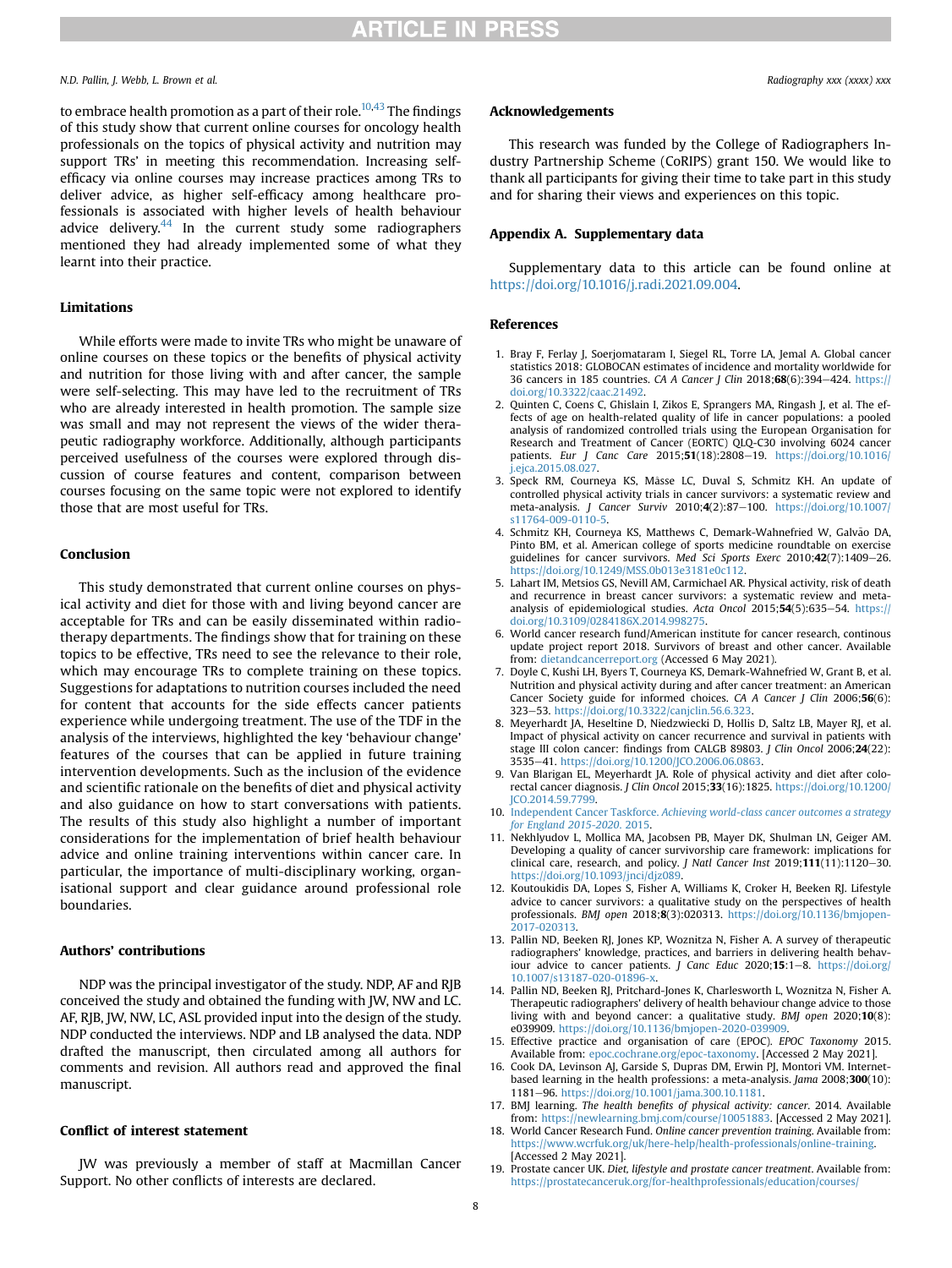to embrace health promotion as a part of their role.[10,43] The findings of this study show that current online courses for oncology health professionals on the topics of physical activity and nutrition may support TRs' in meeting this recommendation. Increasing self-efficacy via online courses may increase practices among TRs to deliver advice, as higher self-efficacy among healthcare professionals is associated with higher levels of health behaviour advice delivery.[44] In the current study some radiographers mentioned they had already implemented some of what they learnt into their practice.

## Limitations

While efforts were made to invite TRs who might be unaware of online courses on these topics or the benefits of physical activity and nutrition for those living with and after cancer, the sample were self-selecting. This may have led to the recruitment of TRs who are already interested in health promotion. The sample size was small and may not represent the views of the wider therapeutic radiography workforce. Additionally, although participants perceived usefulness of the courses were explored through discussion of course features and content, comparison between courses focusing on the same topic were not explored to identify those that are most useful for TRs.

## Conclusion

This study demonstrated that current online courses on physical activity and diet for those with and living beyond cancer are acceptable for TRs and can be easily disseminated within radiotherapy departments. The findings show that for training on these topics to be effective, TRs need to see the relevance to their role, which may encourage TRs to complete training on these topics. Suggestions for adaptations to nutrition courses included the need for content that accounts for the side effects cancer patients experience while undergoing treatment. The use of the TDF in the analysis of the interviews, highlighted the key 'behaviour change' features of the courses that can be applied in future training intervention developments. Such as the inclusion of the evidence and scientific rationale on the benefits of diet and physical activity and also guidance on how to start conversations with patients. The results of this study also highlight a number of important considerations for the implementation of brief health behaviour advice and online training interventions within cancer care. In particular, the importance of multi-disciplinary working, organisational support and clear guidance around professional role boundaries.

## Authors' contributions

NDP was the principal investigator of the study. NDP, AF and RJB conceived the study and obtained the funding with JW, NW and LC. AF, RJB, JW, NW, LC, ASL provided input into the design of the study. NDP conducted the interviews. NDP and LB analysed the data. NDP drafted the manuscript, then circulated among all authors for comments and revision. All authors read and approved the final manuscript.

## Conflict of interest statement

JW was previously a member of staff at Macmillan Cancer Support. No other conflicts of interests are declared.

## Acknowledgements

This research was funded by the College of Radiographers Industry Partnership Scheme (CoRIPS) grant 150. We would like to thank all participants for giving their time to take part in this study and for sharing their views and experiences on this topic.

## Appendix A. Supplementary data

Supplementary data to this article can be found online at https://doi.org/10.1016/j.radi.2021.09.004.

## References

1. Bray F, Ferlay J, Soerjomataram I, Siegel RL, Torre LA, Jemal A. Global cancer statistics 2018: GLOBOCAN estimates of incidence and mortality worldwide for 36 cancers in 185 countries. *CA A Cancer J Clin* 2018;**68**(6):394–424. https://doi.org/10.3322/caac.21492.
2. Quinten C, Coens C, Ghislain I, Zikos E, Sprangers MA, Ringash J, et al. The effects of age on health-related quality of life in cancer populations: a pooled analysis of randomized controlled trials using the European Organisation for Research and Treatment of Cancer (EORTC) QLQ-C30 involving 6024 cancer patients. *Eur J Canc Care* 2015;**51**(18):2808–19. https://doi.org/10.1016/j.ejca.2015.08.027.
3. Speck RM, Courneya KS, Mâsse LC, Duval S, Schmitz KH. An update of controlled physical activity trials in cancer survivors: a systematic review and meta-analysis. *J Cancer Surviv* 2010;**4**(2):87–100. https://doi.org/10.1007/s11764-009-0110-5.
4. Schmitz KH, Courneya KS, Matthews C, Demark-Wahnefried W, Galvão DA, Pinto BM, et al. American college of sports medicine roundtable on exercise guidelines for cancer survivors. *Med Sci Sports Exerc* 2010;**42**(7):1409–26. https://doi.org/10.1249/MSS.0b013e3181e0c112.
5. Lahart IM, Metsios GS, Nevill AM, Carmichael AR. Physical activity, risk of death and recurrence in breast cancer survivors: a systematic review and meta-analysis of epidemiological studies. *Acta Oncol* 2015;**54**(5):635–54. https://doi.org/10.3109/0284186X.2014.998275.
6. World cancer research fund/American institute for cancer research, continous update project report 2018. Survivors of breast and other cancer. Available from: dietandcancerreport.org (Accessed 6 May 2021).
7. Doyle C, Kushi LH, Byers T, Courneya KS, Demark-Wahnefried W, Grant B, et al. Nutrition and physical activity during and after cancer treatment: an American Cancer Society guide for informed choices. *CA A Cancer J Clin* 2006;**56**(6):323–53. https://doi.org/10.3322/canjclin.56.6.323.
8. Meyerhardt JA, Heseltine D, Niedzwiecki D, Hollis D, Saltz LB, Mayer RJ, et al. Impact of physical activity on cancer recurrence and survival in patients with stage III colon cancer: findings from CALGB 89803. *J Clin Oncol* 2006;**24**(22):3535–41. https://doi.org/10.1200/JCO.2006.06.0863.
9. Van Blarigan EL, Meyerhardt JA. Role of physical activity and diet after colorectal cancer diagnosis. *J Clin Oncol* 2015;**33**(16):1825. https://doi.org/10.1200/JCO.2014.59.7799.
10. Independent Cancer Taskforce. *Achieving world-class cancer outcomes a strategy for England 2015-2020*. 2015.
11. Nekhlyudov L, Mollica MA, Jacobsen PB, Mayer DK, Shulman LN, Geiger AM. Developing a quality of cancer survivorship care framework: implications for clinical care, research, and policy. *J Natl Cancer Inst* 2019;**111**(11):1120–30. https://doi.org/10.1093/jnci/djz089.
12. Koutoukidis DA, Lopes S, Fisher A, Williams K, Croker H, Beeken RJ. Lifestyle advice to cancer survivors: a qualitative study on the perspectives of health professionals. *BMJ open* 2018;**8**(3):020313. https://doi.org/10.1136/bmjopen-2017-020313.
13. Pallin ND, Beeken RJ, Jones KP, Woznitza N, Fisher A. A survey of therapeutic radiographers' knowledge, practices, and barriers in delivering health behaviour advice to cancer patients. *J Canc Educ* 2020;**15**:1–8. https://doi.org/10.1007/s13187-020-01896-x.
14. Pallin ND, Beeken RJ, Pritchard-Jones K, Charlesworth L, Woznitza N, Fisher A. Therapeutic radiographers' delivery of health behaviour change advice to those living with and beyond cancer: a qualitative study. *BMJ open* 2020;**10**(8):e039909. https://doi.org/10.1136/bmjopen-2020-039909.
15. Effective practice and organisation of care (EPOC). *EPOC Taxonomy* 2015. Available from: epoc.cochrane.org/epoc-taxonomy. [Accessed 2 May 2021].
16. Cook DA, Levinson AJ, Garside S, Dupras DM, Erwin PJ, Montori VM. Internet-based learning in the health professions: a meta-analysis. *Jama* 2008;**300**(10):1181–96. https://doi.org/10.1001/jama.300.10.1181.
17. BMJ learning. *The health benefits of physical activity: cancer*. 2014. Available from: https://newlearning.bmj.com/course/10051883. [Accessed 2 May 2021].
18. World Cancer Research Fund. *Online cancer prevention training*. Available from: https://www.wcrfuk.org/uk/here-help/health-professionals/online-training. [Accessed 2 May 2021].
19. Prostate cancer UK. *Diet, lifestyle and prostate cancer treatment*. Available from: https://prostatecanceruk.org/for-healthprofessionals/education/courses/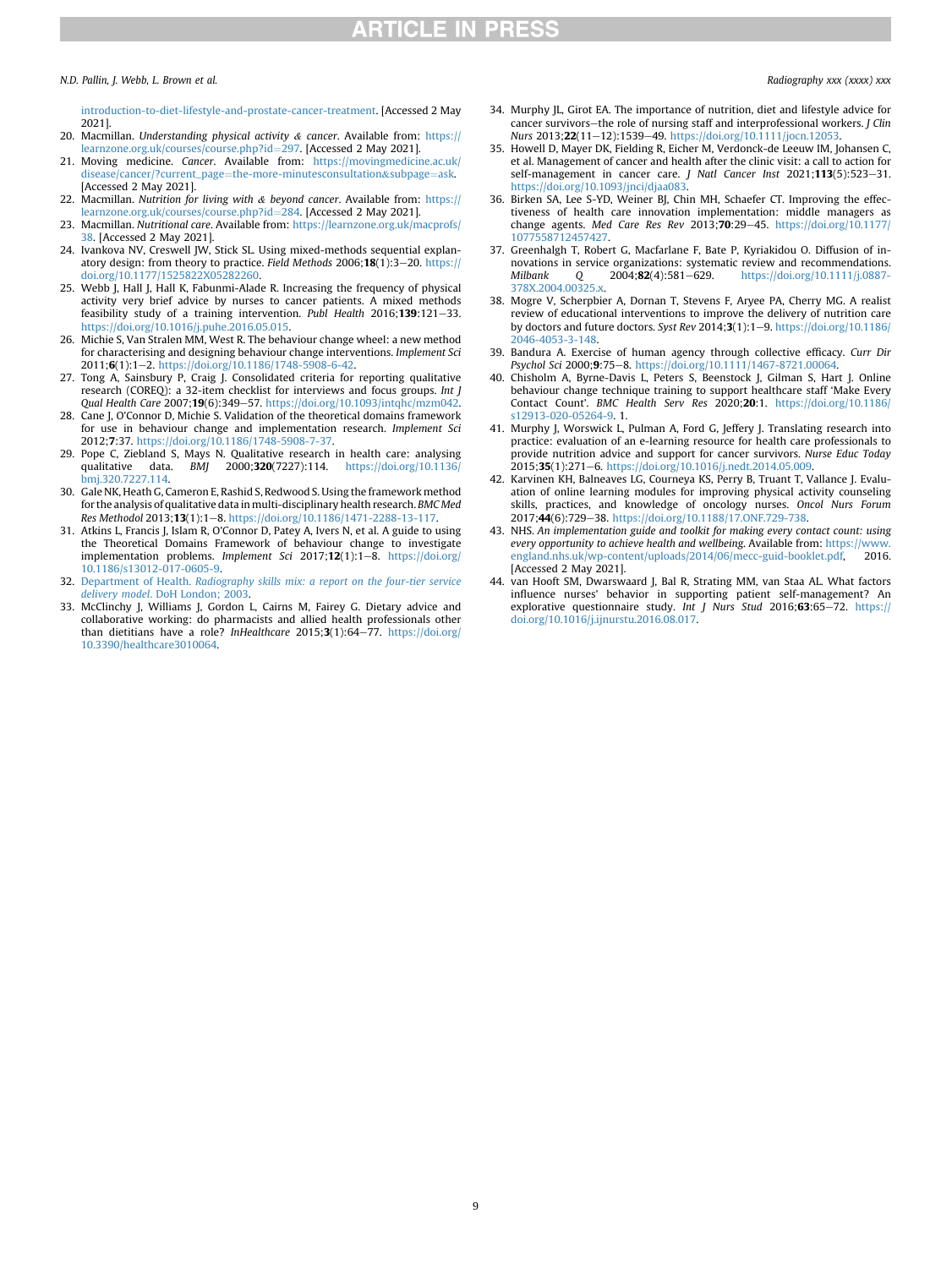introduction-to-diet-lifestyle-and-prostate-cancer-treatment. [Accessed 2 May 2021].

20. Macmillan. *Understanding physical activity & cancer*. Available from: https://learnzone.org.uk/courses/course.php?id=297. [Accessed 2 May 2021].
21. Moving medicine. *Cancer*. Available from: https://movingmedicine.ac.uk/disease/cancer/?current_page=the-more-minutesconsultation&subpage=ask. [Accessed 2 May 2021].
22. Macmillan. *Nutrition for living with & beyond cancer*. Available from: https://learnzone.org.uk/courses/course.php?id=284. [Accessed 2 May 2021].
23. Macmillan. *Nutritional care*. Available from: https://learnzone.org.uk/macprofs/38. [Accessed 2 May 2021].
24. Ivankova NV, Creswell JW, Stick SL. Using mixed-methods sequential explanatory design: from theory to practice. *Field Methods* 2006;**18**(1):3–20. https://doi.org/10.1177/1525822X05282260.
25. Webb J, Hall J, Hall K, Fabunmi-Alade R. Increasing the frequency of physical activity very brief advice by nurses to cancer patients. A mixed methods feasibility study of a training intervention. *Publ Health* 2016;**139**:121–33. https://doi.org/10.1016/j.puhe.2016.05.015.
26. Michie S, Van Stralen MM, West R. The behaviour change wheel: a new method for characterising and designing behaviour change interventions. *Implement Sci* 2011;**6**(1):1–2. https://doi.org/10.1186/1748-5908-6-42.
27. Tong A, Sainsbury P, Craig J. Consolidated criteria for reporting qualitative research (COREQ): a 32-item checklist for interviews and focus groups. *Int J Qual Health Care* 2007;**19**(6):349–57. https://doi.org/10.1093/intqhc/mzm042.
28. Cane J, O'Connor D, Michie S. Validation of the theoretical domains framework for use in behaviour change and implementation research. *Implement Sci* 2012;**7**:37. https://doi.org/10.1186/1748-5908-7-37.
29. Pope C, Ziebland S, Mays N. Qualitative research in health care: analysing qualitative data. *BMJ* 2000;**320**(7227):114. https://doi.org/10.1136/bmj.320.7227.114.
30. Gale NK, Heath G, Cameron E, Rashid S, Redwood S. Using the framework method for the analysis of qualitative data in multi-disciplinary health research. *BMC Med Res Methodol* 2013;**13**(1):1–8. https://doi.org/10.1186/1471-2288-13-117.
31. Atkins L, Francis J, Islam R, O'Connor D, Patey A, Ivers N, et al. A guide to using the Theoretical Domains Framework of behaviour change to investigate implementation problems. *Implement Sci* 2017;**12**(1):1–8. https://doi.org/10.1186/s13012-017-0605-9.
32. Department of Health. *Radiography skills mix: a report on the four-tier service delivery model*. DoH London; 2003.
33. McClinchy J, Williams J, Gordon L, Cairns M, Fairey G. Dietary advice and collaborative working: do pharmacists and allied health professionals other than dietitians have a role? *InHealthcare* 2015;**3**(1):64–77. https://doi.org/10.3390/healthcare3010064.
34. Murphy JL, Girot EA. The importance of nutrition, diet and lifestyle advice for cancer survivors—the role of nursing staff and interprofessional workers. *J Clin Nurs* 2013;**22**(11–12):1539–49. https://doi.org/10.1111/jocn.12053.
35. Howell D, Mayer DK, Fielding R, Eicher M, Verdonck-de Leeuw IM, Johansen C, et al. Management of cancer and health after the clinic visit: a call to action for self-management in cancer care. *J Natl Cancer Inst* 2021;**113**(5):523–31. https://doi.org/10.1093/jnci/djaa083.
36. Birken SA, Lee S-YD, Weiner BJ, Chin MH, Schaefer CT. Improving the effectiveness of health care innovation implementation: middle managers as change agents. *Med Care Res Rev* 2013;**70**:29–45. https://doi.org/10.1177/1077558712457427.
37. Greenhalgh T, Robert G, Macfarlane F, Bate P, Kyriakidou O. Diffusion of innovations in service organizations: systematic review and recommendations. *Milbank Q* 2004;**82**(4):581–629. https://doi.org/10.1111/j.0887-378X.2004.00325.x.
38. Mogre V, Scherpbier A, Dornan T, Stevens F, Aryee PA, Cherry MG. A realist review of educational interventions to improve the delivery of nutrition care by doctors and future doctors. *Syst Rev* 2014;**3**(1):1–9. https://doi.org/10.1186/2046-4053-3-148.
39. Bandura A. Exercise of human agency through collective efficacy. *Curr Dir Psychol Sci* 2000;**9**:75–8. https://doi.org/10.1111/1467-8721.00064.
40. Chisholm A, Byrne-Davis L, Peters S, Beenstock J, Gilman S, Hart J. Online behaviour change technique training to support healthcare staff 'Make Every Contact Count'. *BMC Health Serv Res* 2020;**20**:1. https://doi.org/10.1186/s12913-020-05264-9. 1.
41. Murphy J, Worswick L, Pulman A, Ford G, Jeffery J. Translating research into practice: evaluation of an e-learning resource for health care professionals to provide nutrition advice and support for cancer survivors. *Nurse Educ Today* 2015;**35**(1):271–6. https://doi.org/10.1016/j.nedt.2014.05.009.
42. Karvinen KH, Balneaves LG, Courneya KS, Perry B, Truant T, Vallance J. Evaluation of online learning modules for improving physical activity counseling skills, practices, and knowledge of oncology nurses. *Oncol Nurs Forum* 2017;**44**(6):729–38. https://doi.org/10.1188/17.ONF.729-738.
43. NHS. *An implementation guide and toolkit for making every contact count: using every opportunity to achieve health and wellbeing*. Available from: https://www.england.nhs.uk/wp-content/uploads/2014/06/mecc-guid-booklet.pdf, 2016. [Accessed 2 May 2021].
44. van Hooft SM, Dwarswaard J, Bal R, Strating MM, van Staa AL. What factors influence nurses' behavior in supporting patient self-management? An explorative questionnaire study. *Int J Nurs Stud* 2016;**63**:65–72. https://doi.org/10.1016/j.ijnurstu.2016.08.017.